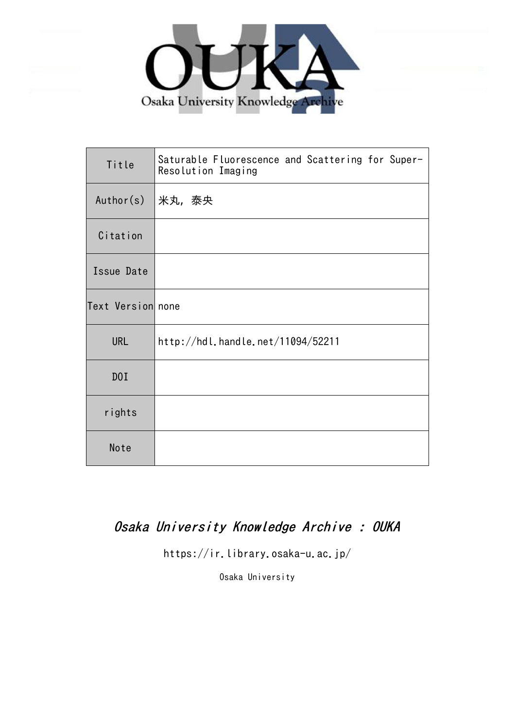# OUKA

Osaka University Knowledge Archive

| Title | Saturable Fluorescence and Scattering for Super-Resolution Imaging |
| --- | --- |
| Author(s) | 米丸, 泰央 |
| Citation | |
| Issue Date | |
| Text Version | none |
| URL | http://hdl.handle.net/11094/52211 |
| DOI | |
| rights | |
| Note | |

*Osaka University Knowledge Archive : OUKA*

https://ir.library.osaka-u.ac.jp/

Osaka University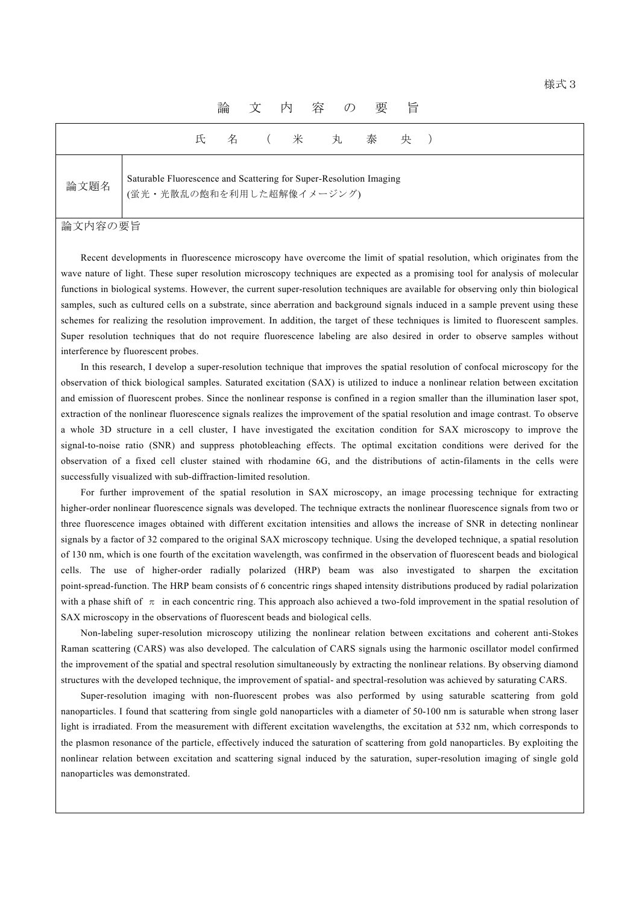様式３

# 論　文　内　容　の　要　旨

| 氏　名　（　米　丸　泰　央　） | |
|---|---|
| 論文題名 | Saturable Fluorescence and Scattering for Super-Resolution Imaging<br>(蛍光・光散乱の飽和を利用した超解像イメージング) |

論文内容の要旨

Recent developments in fluorescence microscopy have overcome the limit of spatial resolution, which originates from the wave nature of light. These super resolution microscopy techniques are expected as a promising tool for analysis of molecular functions in biological systems. However, the current super-resolution techniques are available for observing only thin biological samples, such as cultured cells on a substrate, since aberration and background signals induced in a sample prevent using these schemes for realizing the resolution improvement. In addition, the target of these techniques is limited to fluorescent samples. Super resolution techniques that do not require fluorescence labeling are also desired in order to observe samples without interference by fluorescent probes.

In this research, I develop a super-resolution technique that improves the spatial resolution of confocal microscopy for the observation of thick biological samples. Saturated excitation (SAX) is utilized to induce a nonlinear relation between excitation and emission of fluorescent probes. Since the nonlinear response is confined in a region smaller than the illumination laser spot, extraction of the nonlinear fluorescence signals realizes the improvement of the spatial resolution and image contrast. To observe a whole 3D structure in a cell cluster, I have investigated the excitation condition for SAX microscopy to improve the signal-to-noise ratio (SNR) and suppress photobleaching effects. The optimal excitation conditions were derived for the observation of a fixed cell cluster stained with rhodamine 6G, and the distributions of actin-filaments in the cells were successfully visualized with sub-diffraction-limited resolution.

For further improvement of the spatial resolution in SAX microscopy, an image processing technique for extracting higher-order nonlinear fluorescence signals was developed. The technique extracts the nonlinear fluorescence signals from two or three fluorescence images obtained with different excitation intensities and allows the increase of SNR in detecting nonlinear signals by a factor of 32 compared to the original SAX microscopy technique. Using the developed technique, a spatial resolution of 130 nm, which is one fourth of the excitation wavelength, was confirmed in the observation of fluorescent beads and biological cells. The use of higher-order radially polarized (HRP) beam was also investigated to sharpen the excitation point-spread-function. The HRP beam consists of 6 concentric rings shaped intensity distributions produced by radial polarization with a phase shift of $\pi$ in each concentric ring. This approach also achieved a two-fold improvement in the spatial resolution of SAX microscopy in the observations of fluorescent beads and biological cells.

Non-labeling super-resolution microscopy utilizing the nonlinear relation between excitations and coherent anti-Stokes Raman scattering (CARS) was also developed. The calculation of CARS signals using the harmonic oscillator model confirmed the improvement of the spatial and spectral resolution simultaneously by extracting the nonlinear relations. By observing diamond structures with the developed technique, the improvement of spatial- and spectral-resolution was achieved by saturating CARS.

Super-resolution imaging with non-fluorescent probes was also performed by using saturable scattering from gold nanoparticles. I found that scattering from single gold nanoparticles with a diameter of 50-100 nm is saturable when strong laser light is irradiated. From the measurement with different excitation wavelengths, the excitation at 532 nm, which corresponds to the plasmon resonance of the particle, effectively induced the saturation of scattering from gold nanoparticles. By exploiting the nonlinear relation between excitation and scattering signal induced by the saturation, super-resolution imaging of single gold nanoparticles was demonstrated.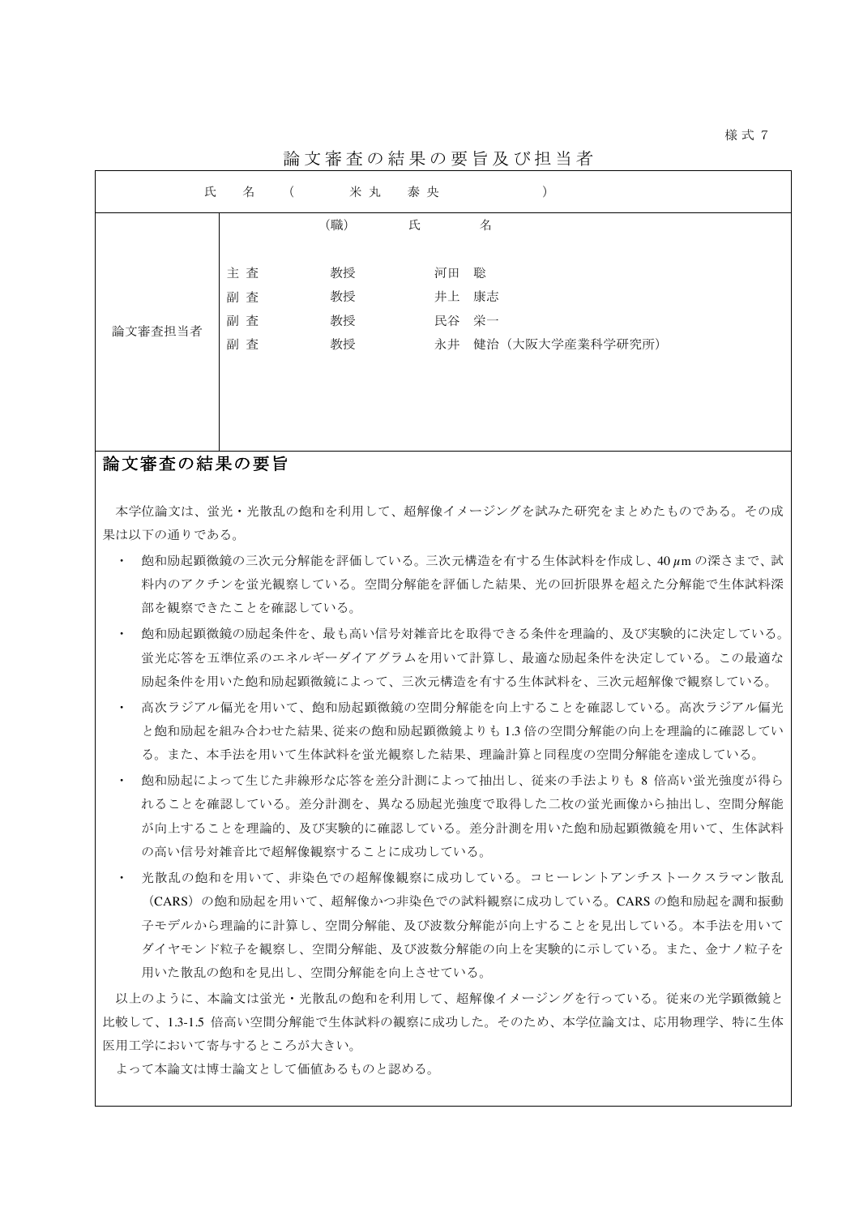様式 7

# 論文審査の結果の要旨及び担当者

| | |
|---|---|
| 氏　名 | （　米丸　泰央　） |
| 論文審査担当者 | （職）　氏　名<br>主 査　教授　河田　聡<br>副 査　教授　井上　康志<br>副 査　教授　民谷　栄一<br>副 査　教授　永井　健治（大阪大学産業科学研究所） |

## 論文審査の結果の要旨

本学位論文は、蛍光・光散乱の飽和を利用して、超解像イメージングを試みた研究をまとめたものである。その成果は以下の通りである。

- 飽和励起顕微鏡の三次元分解能を評価している。三次元構造を有する生体試料を作成し、40 $\mu$m の深さまで、試料内のアクチンを蛍光観察している。空間分解能を評価した結果、光の回折限界を超えた分解能で生体試料深部を観察できたことを確認している。
- 飽和励起顕微鏡の励起条件を、最も高い信号対雑音比を取得できる条件を理論的、及び実験的に決定している。蛍光応答を五準位系のエネルギーダイアグラムを用いて計算し、最適な励起条件を決定している。この最適な励起条件を用いた飽和励起顕微鏡によって、三次元構造を有する生体試料を、三次元超解像で観察している。
- 高次ラジアル偏光を用いて、飽和励起顕微鏡の空間分解能を向上することを確認している。高次ラジアル偏光と飽和励起を組み合わせた結果、従来の飽和励起顕微鏡よりも 1.3 倍の空間分解能の向上を理論的に確認している。また、本手法を用いて生体試料を蛍光観察した結果、理論計算と同程度の空間分解能を達成している。
- 飽和励起によって生じた非線形な応答を差分計測によって抽出し、従来の手法よりも 8 倍高い蛍光強度が得られることを確認している。差分計測を、異なる励起光強度で取得した二枚の蛍光画像から抽出し、空間分解能が向上することを理論的、及び実験的に確認している。差分計測を用いた飽和励起顕微鏡を用いて、生体試料の高い信号対雑音比で超解像観察することに成功している。
- 光散乱の飽和を用いて、非染色での超解像観察に成功している。コヒーレントアンチストークスラマン散乱（CARS）の飽和励起を用いて、超解像かつ非染色での試料観察に成功している。CARS の飽和励起を調和振動子モデルから理論的に計算し、空間分解能、及び波数分解能が向上することを見出している。本手法を用いてダイヤモンド粒子を観察し、空間分解能、及び波数分解能の向上を実験的に示している。また、金ナノ粒子を用いた散乱の飽和を見出し、空間分解能を向上させている。

以上のように、本論文は蛍光・光散乱の飽和を利用して、超解像イメージングを行っている。従来の光学顕微鏡と比較して、1.3-1.5 倍高い空間分解能で生体試料の観察に成功した。そのため、本学位論文は、応用物理学、特に生体医用工学において寄与するところが大きい。

よって本論文は博士論文として価値あるものと認める。